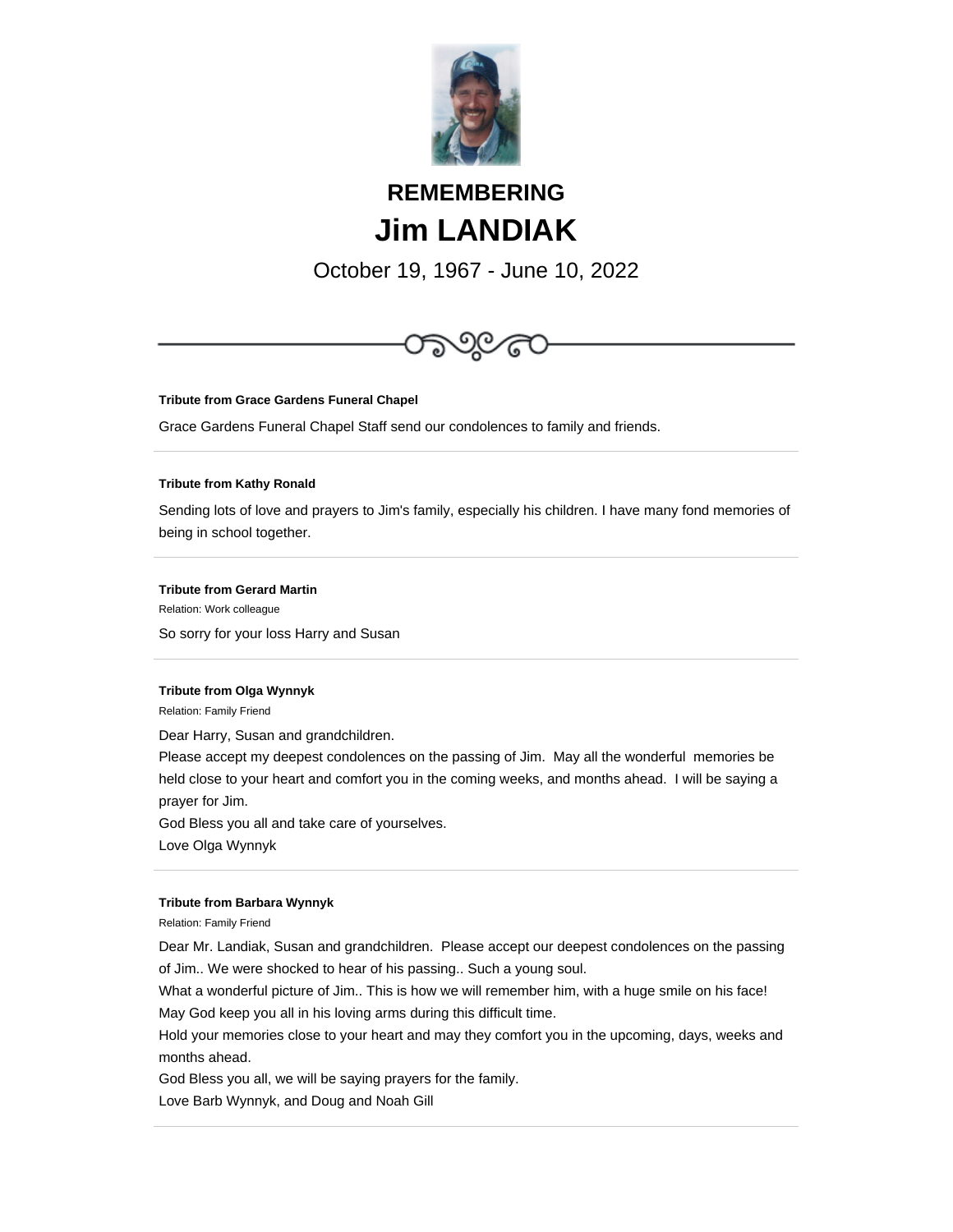# REMEMBERING

# Jim LANDIAK

October 19, 1967 - June 10, 2022

---

**Tribute from Grace Gardens Funeral Chapel**

Grace Gardens Funeral Chapel Staff send our condolences to family and friends.

---

**Tribute from Kathy Ronald**

Sending lots of love and prayers to Jim's family, especially his children. I have many fond memories of being in school together.

---

**Tribute from Gerard Martin**

Relation: Work colleague

So sorry for your loss Harry and Susan

---

**Tribute from Olga Wynnyk**

Relation: Family Friend

Dear Harry, Susan and grandchildren.
Please accept my deepest condolences on the passing of Jim. May all the wonderful memories be held close to your heart and comfort you in the coming weeks, and months ahead. I will be saying a prayer for Jim.
God Bless you all and take care of yourselves.
Love Olga Wynnyk

---

**Tribute from Barbara Wynnyk**

Relation: Family Friend

Dear Mr. Landiak, Susan and grandchildren. Please accept our deepest condolences on the passing of Jim.. We were shocked to hear of his passing.. Such a young soul.
What a wonderful picture of Jim.. This is how we will remember him, with a huge smile on his face!
May God keep you all in his loving arms during this difficult time.
Hold your memories close to your heart and may they comfort you in the upcoming, days, weeks and months ahead.
God Bless you all, we will be saying prayers for the family.
Love Barb Wynnyk, and Doug and Noah Gill

---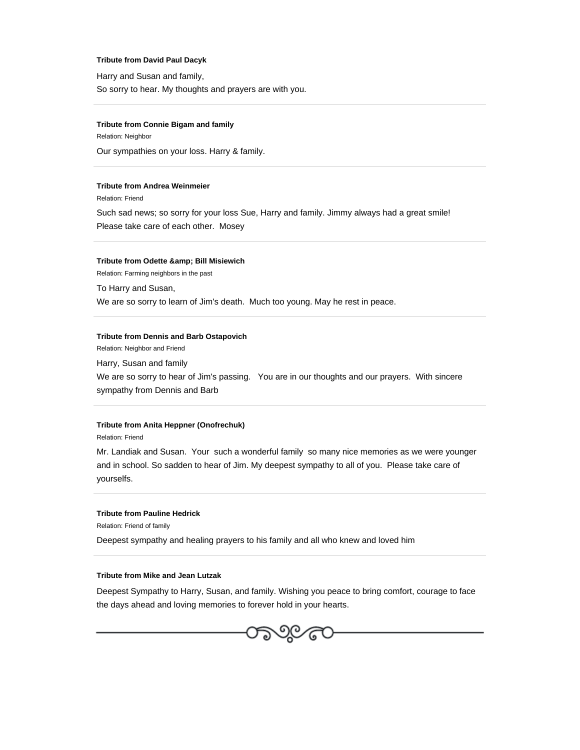**Tribute from David Paul Dacyk**

Harry and Susan and family,
So sorry to hear. My thoughts and prayers are with you.

---

**Tribute from Connie Bigam and family**

Relation: Neighbor

Our sympathies on your loss. Harry & family.

---

**Tribute from Andrea Weinmeier**

Relation: Friend

Such sad news; so sorry for your loss Sue, Harry and family. Jimmy always had a great smile! Please take care of each other. Mosey

---

**Tribute from Odette &amp; Bill Misiewich**

Relation: Farming neighbors in the past

To Harry and Susan,
We are so sorry to learn of Jim's death. Much too young. May he rest in peace.

---

**Tribute from Dennis and Barb Ostapovich**

Relation: Neighbor and Friend

Harry, Susan and family
We are so sorry to hear of Jim's passing. You are in our thoughts and our prayers. With sincere sympathy from Dennis and Barb

---

**Tribute from Anita Heppner (Onofrechuk)**

Relation: Friend

Mr. Landiak and Susan. Your such a wonderful family so many nice memories as we were younger and in school. So sadden to hear of Jim. My deepest sympathy to all of you. Please take care of yourselfs.

---

**Tribute from Pauline Hedrick**

Relation: Friend of family

Deepest sympathy and healing prayers to his family and all who knew and loved him

---

**Tribute from Mike and Jean Lutzak**

Deepest Sympathy to Harry, Susan, and family. Wishing you peace to bring comfort, courage to face the days ahead and loving memories to forever hold in your hearts.